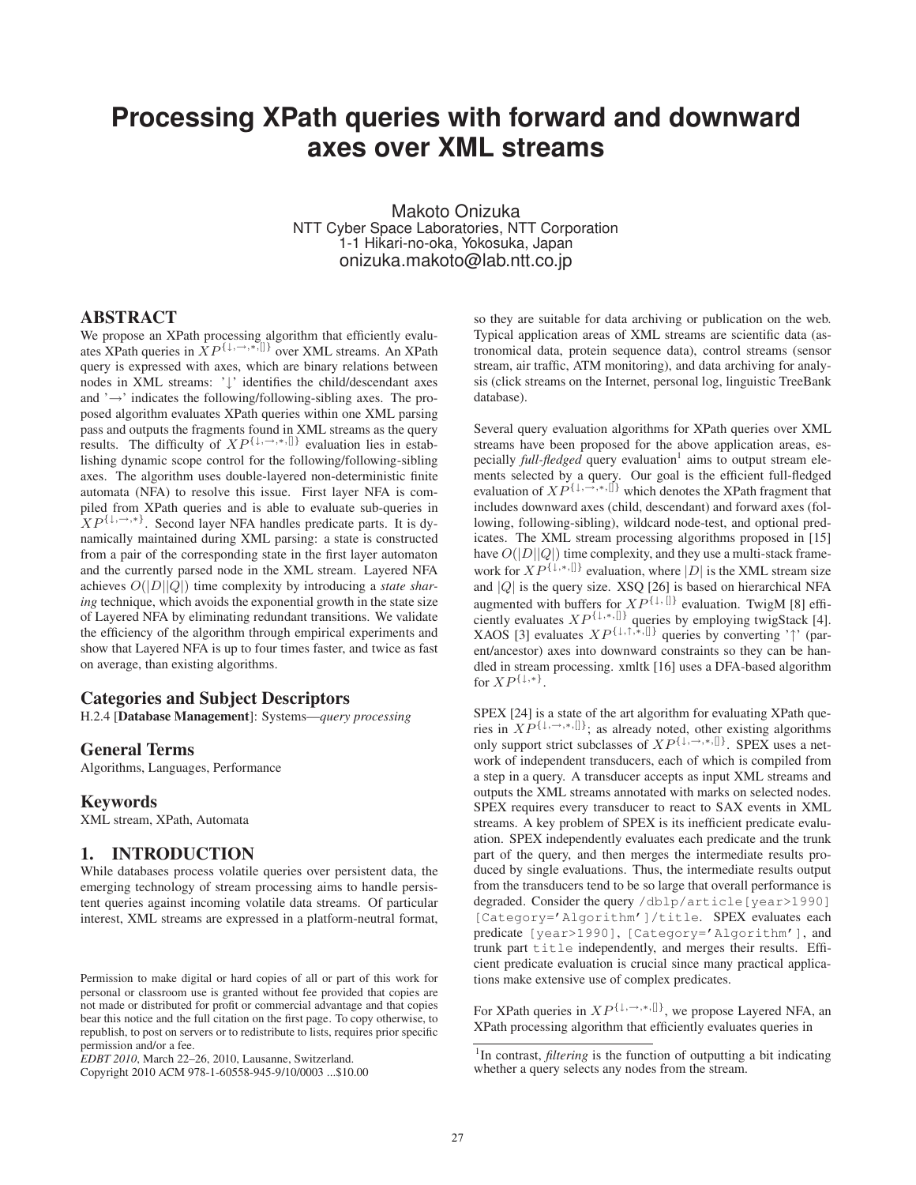# Processing XPath queries with forward and downward axes over XML streams

Makoto Onizuka
NTT Cyber Space Laboratories, NTT Corporation
1-1 Hikari-no-oka, Yokosuka, Japan
onizuka.makoto@lab.ntt.co.jp

## ABSTRACT

We propose an XPath processing algorithm that efficiently evaluates XPath queries in $XP^{\{\downarrow,\rightarrow,*,[]\}}$ over XML streams. An XPath query is expressed with axes, which are binary relations between nodes in XML streams: '$\downarrow$' identifies the child/descendant axes and '$\rightarrow$' indicates the following/following-sibling axes. The proposed algorithm evaluates XPath queries within one XML parsing pass and outputs the fragments found in XML streams as the query results. The difficulty of $XP^{\{\downarrow,\rightarrow,*,[]\}}$ evaluation lies in establishing dynamic scope control for the following/following-sibling axes. The algorithm uses double-layered non-deterministic finite automata (NFA) to resolve this issue. First layer NFA is compiled from XPath queries and is able to evaluate sub-queries in $XP^{\{\downarrow,\rightarrow,*\}}$. Second layer NFA handles predicate parts. It is dynamically maintained during XML parsing: a state is constructed from a pair of the corresponding state in the first layer automaton and the currently parsed node in the XML stream. Layered NFA achieves $O(|D||Q|)$ time complexity by introducing a *state sharing* technique, which avoids the exponential growth in the state size of Layered NFA by eliminating redundant transitions. We validate the efficiency of the algorithm through empirical experiments and show that Layered NFA is up to four times faster, and twice as fast on average, than existing algorithms.

### Categories and Subject Descriptors

H.2.4 [**Database Management**]: Systems—*query processing*

### General Terms

Algorithms, Languages, Performance

### Keywords

XML stream, XPath, Automata

## 1. INTRODUCTION

While databases process volatile queries over persistent data, the emerging technology of stream processing aims to handle persistent queries against incoming volatile data streams. Of particular interest, XML streams are expressed in a platform-neutral format, so they are suitable for data archiving or publication on the web. Typical application areas of XML streams are scientific data (astronomical data, protein sequence data), control streams (sensor stream, air traffic, ATM monitoring), and data archiving for analysis (click streams on the Internet, personal log, linguistic TreeBank database).

Several query evaluation algorithms for XPath queries over XML streams have been proposed for the above application areas, especially *full-fledged* query evaluation[1] aims to output stream elements selected by a query. Our goal is the efficient full-fledged evaluation of $XP^{\{\downarrow,\rightarrow,*,[]\}}$ which denotes the XPath fragment that includes downward axes (child, descendant) and forward axes (following, following-sibling), wildcard node-test, and optional predicates. The XML stream processing algorithms proposed in [15] have $O(|D||Q|)$ time complexity, and they use a multi-stack framework for $XP^{\{\downarrow,*,[]\}}$ evaluation, where $|D|$ is the XML stream size and $|Q|$ is the query size. XSQ [26] is based on hierarchical NFA augmented with buffers for $XP^{\{\downarrow,[]\}}$ evaluation. TwigM [8] efficiently evaluates $XP^{\{\downarrow,*,[]\}}$ queries by employing twigStack [4]. XAOS [3] evaluates $XP^{\{\downarrow,\uparrow,*,[]\}}$ queries by converting '$\uparrow$' (parent/ancestor) axes into downward constraints so they can be handled in stream processing. xmltk [16] uses a DFA-based algorithm for $XP^{\{\downarrow,*\}}$.

SPEX [24] is a state of the art algorithm for evaluating XPath queries in $XP^{\{\downarrow,\rightarrow,*,[]\}}$; as already noted, other existing algorithms only support strict subclasses of $XP^{\{\downarrow,\rightarrow,*,[]\}}$. SPEX uses a network of independent transducers, each of which is compiled from a step in a query. A transducer accepts as input XML streams and outputs the XML streams annotated with marks on selected nodes. SPEX requires every transducer to react to SAX events in XML streams. A key problem of SPEX is its inefficient predicate evaluation. SPEX independently evaluates each predicate and the trunk part of the query, and then merges the intermediate results produced by single evaluations. Thus, the intermediate results output from the transducers tend to be so large that overall performance is degraded. Consider the query `/dblp/article[year>1990][Category='Algorithm']/title`. SPEX evaluates each predicate `[year>1990]`, `[Category='Algorithm']`, and trunk part `title` independently, and merges their results. Efficient predicate evaluation is crucial since many practical applications make extensive use of complex predicates.

For XPath queries in $XP^{\{\downarrow,\rightarrow,*,[]\}}$, we propose Layered NFA, an XPath processing algorithm that efficiently evaluates queries in

[1] In contrast, *filtering* is the function of outputting a bit indicating whether a query selects any nodes from the stream.

Permission to make digital or hard copies of all or part of this work for personal or classroom use is granted without fee provided that copies are not made or distributed for profit or commercial advantage and that copies bear this notice and the full citation on the first page. To copy otherwise, to republish, to post on servers or to redistribute to lists, requires prior specific permission and/or a fee.
*EDBT 2010*, March 22–26, 2010, Lausanne, Switzerland.
Copyright 2010 ACM 978-1-60558-945-9/10/0003 ...$10.00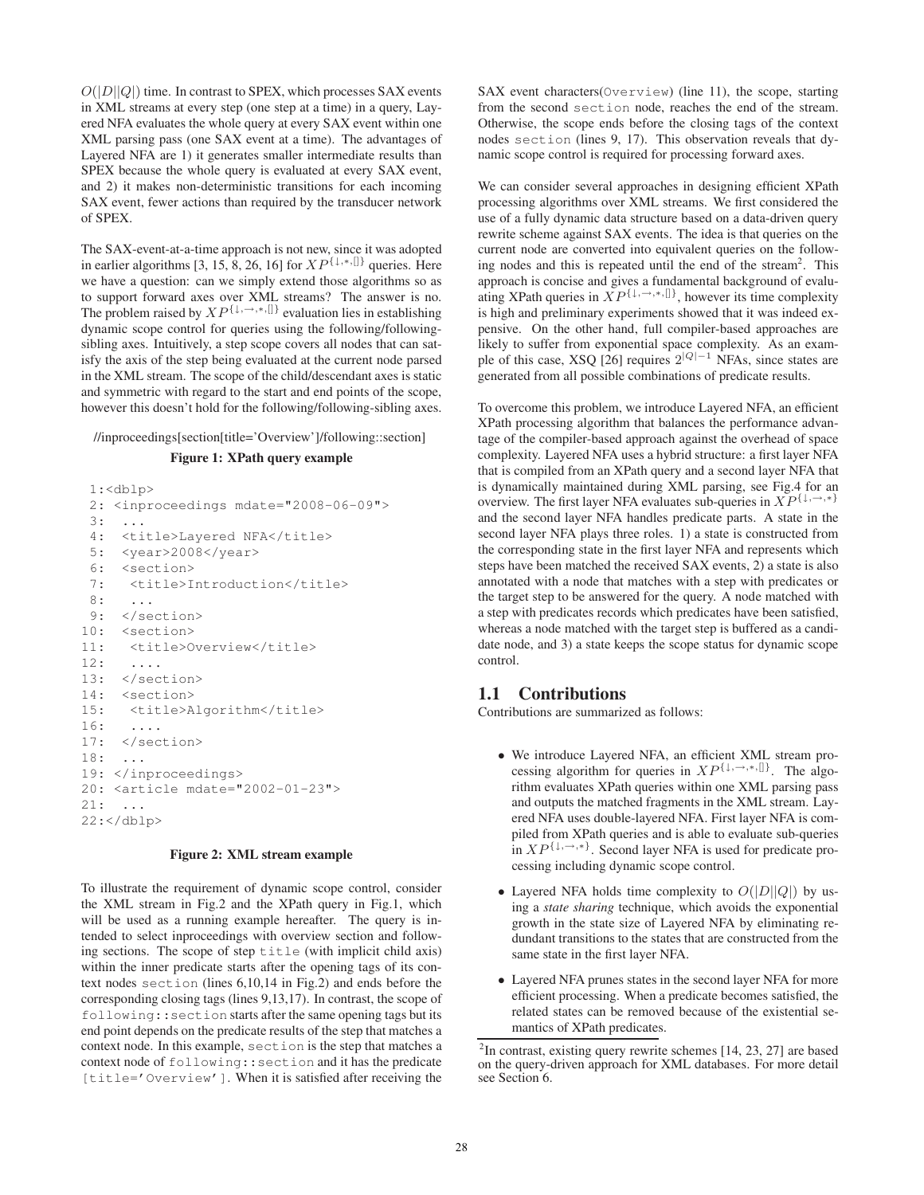$O(|D||Q|)$ time. In contrast to SPEX, which processes SAX events in XML streams at every step (one step at a time) in a query, Layered NFA evaluates the whole query at every SAX event within one XML parsing pass (one SAX event at a time). The advantages of Layered NFA are 1) it generates smaller intermediate results than SPEX because the whole query is evaluated at every SAX event, and 2) it makes non-deterministic transitions for each incoming SAX event, fewer actions than required by the transducer network of SPEX.

The SAX-event-at-a-time approach is not new, since it was adopted in earlier algorithms [3, 15, 8, 26, 16] for $XP^{\{\downarrow,*,[]\}}$ queries. Here we have a question: can we simply extend those algorithms so as to support forward axes over XML streams? The answer is no. The problem raised by $XP^{\{\downarrow,\rightarrow,*,[]\}}$ evaluation lies in establishing dynamic scope control for queries using the following/following-sibling axes. Intuitively, a step scope covers all nodes that can satisfy the axis of the step being evaluated at the current node parsed in the XML stream. The scope of the child/descendant axes is static and symmetric with regard to the start and end points of the scope, however this doesn't hold for the following/following-sibling axes.

//inproceedings[section[title='Overview']/following::section]

**Figure 1: XPath query example**

```
 1:<dblp>
 2: <inproceedings mdate="2008-06-09">
 3:  ...
 4:  <title>Layered NFA</title>
 5:  <year>2008</year>
 6:  <section>
 7:   <title>Introduction</title>
 8:   ...
 9:  </section>
10:  <section>
11:   <title>Overview</title>
12:   ....
13:  </section>
14:  <section>
15:   <title>Algorithm</title>
16:   ....
17:  </section>
18:  ...
19: </inproceedings>
20: <article mdate="2002-01-23">
21:  ...
22:</dblp>
```

**Figure 2: XML stream example**

To illustrate the requirement of dynamic scope control, consider the XML stream in Fig.2 and the XPath query in Fig.1, which will be used as a running example hereafter. The query is intended to select inproceedings with overview section and following sections. The scope of step `title` (with implicit child axis) within the inner predicate starts after the opening tags of its context nodes `section` (lines 6,10,14 in Fig.2) and ends before the corresponding closing tags (lines 9,13,17). In contrast, the scope of `following::section` starts after the same opening tags but its end point depends on the predicate results of the step that matches a context node. In this example, `section` is the step that matches a context node of `following::section` and it has the predicate `[title='Overview']`. When it is satisfied after receiving the SAX event characters(`Overview`) (line 11), the scope, starting from the second `section` node, reaches the end of the stream. Otherwise, the scope ends before the closing tags of the context nodes `section` (lines 9, 17). This observation reveals that dynamic scope control is required for processing forward axes.

We can consider several approaches in designing efficient XPath processing algorithms over XML streams. We first considered the use of a fully dynamic data structure based on a data-driven query rewrite scheme against SAX events. The idea is that queries on the current node are converted into equivalent queries on the following nodes and this is repeated until the end of the stream[2]. This approach is concise and gives a fundamental background of evaluating XPath queries in $XP^{\{\downarrow,\rightarrow,*,[]\}}$, however its time complexity is high and preliminary experiments showed that it was indeed expensive. On the other hand, full compiler-based approaches are likely to suffer from exponential space complexity. As an example of this case, XSQ [26] requires $2^{|Q|-1}$ NFAs, since states are generated from all possible combinations of predicate results.

To overcome this problem, we introduce Layered NFA, an efficient XPath processing algorithm that balances the performance advantage of the compiler-based approach against the overhead of space complexity. Layered NFA uses a hybrid structure: a first layer NFA that is compiled from an XPath query and a second layer NFA that is dynamically maintained during XML parsing, see Fig.4 for an overview. The first layer NFA evaluates sub-queries in $XP^{\{\downarrow,\rightarrow,*\}}$ and the second layer NFA handles predicate parts. A state in the second layer NFA plays three roles. 1) a state is constructed from the corresponding state in the first layer NFA and represents which steps have been matched the received SAX events, 2) a state is also annotated with a node that matches with a step with predicates or the target step to be answered for the query. A node matched with a step with predicates records which predicates have been satisfied, whereas a node matched with the target step is buffered as a candidate node, and 3) a state keeps the scope status for dynamic scope control.

## 1.1 Contributions

Contributions are summarized as follows:

- We introduce Layered NFA, an efficient XML stream processing algorithm for queries in $XP^{\{\downarrow,\rightarrow,*,[]\}}$. The algorithm evaluates XPath queries within one XML parsing pass and outputs the matched fragments in the XML stream. Layered NFA uses double-layered NFA. First layer NFA is compiled from XPath queries and is able to evaluate sub-queries in $XP^{\{\downarrow,\rightarrow,*\}}$. Second layer NFA is used for predicate processing including dynamic scope control.
- Layered NFA holds time complexity to $O(|D||Q|)$ by using a *state sharing* technique, which avoids the exponential growth in the state size of Layered NFA by eliminating redundant transitions to the states that are constructed from the same state in the first layer NFA.
- Layered NFA prunes states in the second layer NFA for more efficient processing. When a predicate becomes satisfied, the related states can be removed because of the existential semantics of XPath predicates.

[2] In contrast, existing query rewrite schemes [14, 23, 27] are based on the query-driven approach for XML databases. For more detail see Section 6.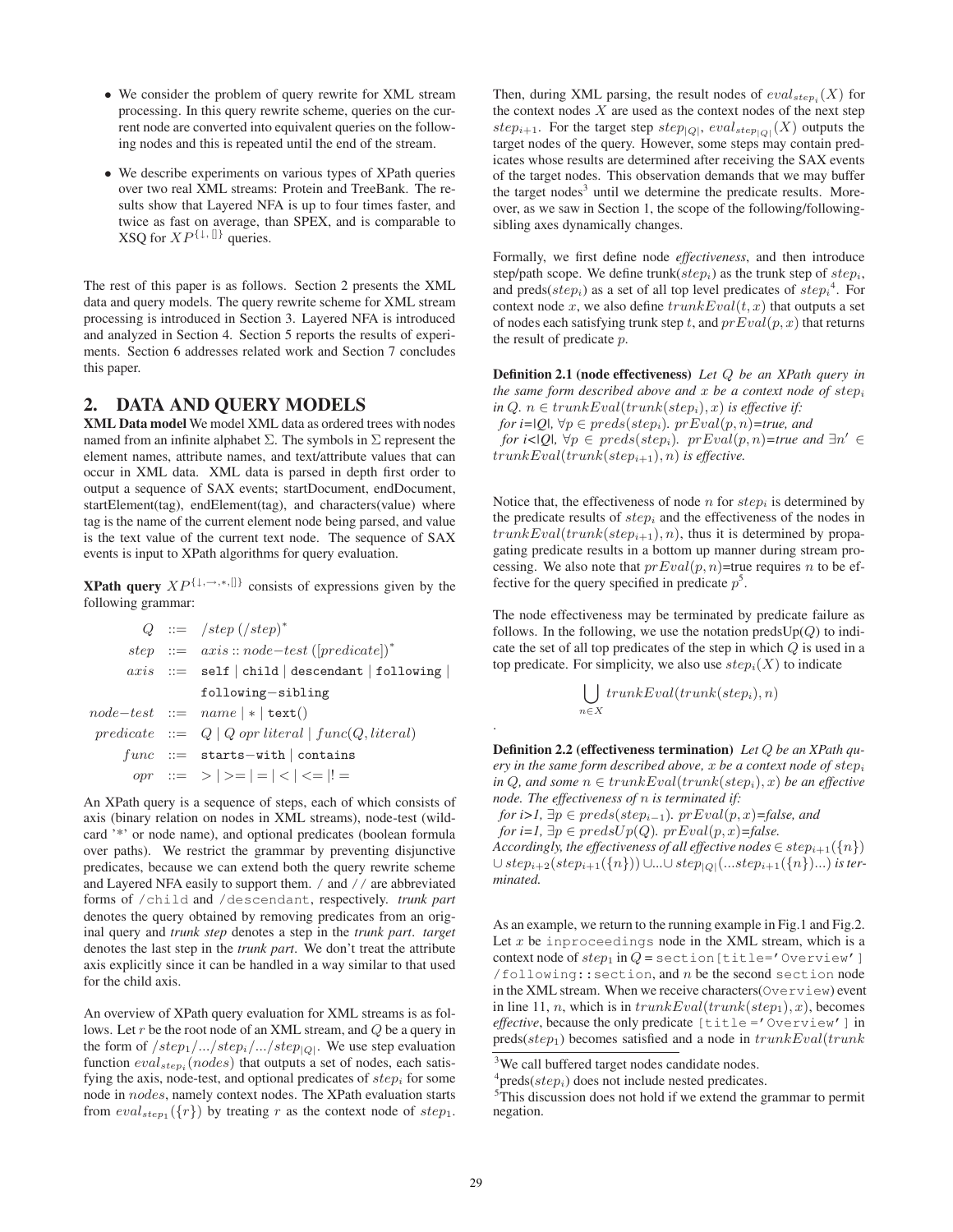- We consider the problem of query rewrite for XML stream processing. In this query rewrite scheme, queries on the current node are converted into equivalent queries on the following nodes and this is repeated until the end of the stream.
- We describe experiments on various types of XPath queries over two real XML streams: Protein and TreeBank. The results show that Layered NFA is up to four times faster, and twice as fast on average, than SPEX, and is comparable to XSQ for $XP^{\{\downarrow,[]\}}$ queries.

The rest of this paper is as follows. Section 2 presents the XML data and query models. The query rewrite scheme for XML stream processing is introduced in Section 3. Layered NFA is introduced and analyzed in Section 4. Section 5 reports the results of experiments. Section 6 addresses related work and Section 7 concludes this paper.

## 2. DATA AND QUERY MODELS

**XML Data model** We model XML data as ordered trees with nodes named from an infinite alphabet $\Sigma$. The symbols in $\Sigma$ represent the element names, attribute names, and text/attribute values that can occur in XML data. XML data is parsed in depth first order to output a sequence of SAX events; startDocument, endDocument, startElement(tag), endElement(tag), and characters(value) where tag is the name of the current element node being parsed, and value is the text value of the current text node. The sequence of SAX events is input to XPath algorithms for query evaluation.

**XPath query** $XP^{\{\downarrow,\rightarrow,*,[]\}}$ consists of expressions given by the following grammar:

$$
\begin{array}{rcl}
Q & ::= & /step\ (/step)^* \\
step & ::= & axis :: node\text{-}test\ ([predicate])^* \\
axis & ::= & \texttt{self} \mid \texttt{child} \mid \texttt{descendant} \mid \texttt{following} \mid \\
 & & \texttt{following-sibling} \\
node\text{-}test & ::= & name \mid * \mid \texttt{text}() \\
predicate & ::= & Q \mid Q\ opr\ literal \mid func(Q, literal) \\
func & ::= & \texttt{starts-with} \mid \texttt{contains} \\
opr & ::= & > \mid >= \mid = \mid < \mid <= \mid != 
\end{array}
$$

An XPath query is a sequence of steps, each of which consists of axis (binary relation on nodes in XML streams), node-test (wildcard '*' or node name), and optional predicates (boolean formula over paths). We restrict the grammar by preventing disjunctive predicates, because we can extend both the query rewrite scheme and Layered NFA easily to support them. / and // are abbreviated forms of /child and /descendant, respectively. *trunk part* denotes the query obtained by removing predicates from an original query and *trunk step* denotes a step in the *trunk part*. *target* denotes the last step in the *trunk part*. We don't treat the attribute axis explicitly since it can be handled in a way similar to that used for the child axis.

An overview of XPath query evaluation for XML streams is as follows. Let $r$ be the root node of an XML stream, and $Q$ be a query in the form of $/step_1/.../step_i/.../step_{|Q|}$. We use step evaluation function $eval_{step_i}(nodes)$ that outputs a set of nodes, each satisfying the axis, node-test, and optional predicates of $step_i$ for some node in $nodes$, namely context nodes. The XPath evaluation starts from $eval_{step_1}(\{r\})$ by treating $r$ as the context node of $step_1$. Then, during XML parsing, the result nodes of $eval_{step_i}(X)$ for the context nodes $X$ are used as the context nodes of the next step $step_{i+1}$. For the target step $step_{|Q|}$, $eval_{step_{|Q|}}(X)$ outputs the target nodes of the query. However, some steps may contain predicates whose results are determined after receiving the SAX events of the target nodes. This observation demands that we may buffer the target nodes[3] until we determine the predicate results. Moreover, as we saw in Section 1, the scope of the following/following-sibling axes dynamically changes.

Formally, we first define node *effectiveness*, and then introduce step/path scope. We define trunk($step_i$) as the trunk step of $step_i$, and preds($step_i$) as a set of all top level predicates of $step_i$[4]. For context node $x$, we also define $trunkEval(t, x)$ that outputs a set of nodes each satisfying trunk step $t$, and $prEval(p, x)$ that returns the result of predicate $p$.

**Definition 2.1 (node effectiveness)** *Let $Q$ be an XPath query in the same form described above and $x$ be a context node of $step_i$ in $Q$. $n \in trunkEval(trunk(step_i), x)$ is effective if:*
*for i=|Q|, $\forall p \in preds(step_i)$. $prEval(p, n)$=true, and*
*for i<|Q|, $\forall p \in preds(step_i)$. $prEval(p, n)$=true and $\exists n' \in trunkEval(trunk(step_{i+1}), n)$ is effective.*

Notice that, the effectiveness of node $n$ for $step_i$ is determined by the predicate results of $step_i$ and the effectiveness of the nodes in $trunkEval(trunk(step_{i+1}), n)$, thus it is determined by propagating predicate results in a bottom up manner during stream processing. We also note that $prEval(p, n)$=true requires $n$ to be effective for the query specified in predicate $p$[5].

The node effectiveness may be terminated by predicate failure as follows. In the following, we use the notation predsUp($Q$) to indicate the set of all top predicates of the step in which $Q$ is used in a top predicate. For simplicity, we also use $step_i(X)$ to indicate

$$\bigcup_{n \in X} trunkEval(trunk(step_i), n)$$

.

**Definition 2.2 (effectiveness termination)** *Let $Q$ be an XPath query in the same form described above, $x$ be a context node of $step_i$ in $Q$, and some $n \in trunkEval(trunk(step_i), x)$ be an effective node. The effectiveness of $n$ is terminated if:*
*for i>1, $\exists p \in preds(step_{i-1})$. $prEval(p, x)$=false, and*
*for i=1, $\exists p \in predsUp(Q)$. $prEval(p, x)$=false.*
*Accordingly, the effectiveness of all effective nodes $\in step_{i+1}(\{n\}) \cup step_{i+2}(step_{i+1}(\{n\})) \cup ... \cup step_{|Q|}(...step_{i+1}(\{n\})...)$ is terminated.*

As an example, we return to the running example in Fig.1 and Fig.2. Let $x$ be `inproceedings` node in the XML stream, which is a context node of $step_1$ in $Q$ = `section[title='Overview']/following::section`, and $n$ be the second `section` node in the XML stream. When we receive characters(`Overview`) event in line 11, $n$, which is in $trunkEval(trunk(step_1), x)$, becomes *effective*, because the only predicate `[title ='Overview']` in preds($step_1$) becomes satisfied and a node in $trunkEval(trunk$

[3] We call buffered target nodes candidate nodes.

[4] preds($step_i$) does not include nested predicates.

[5] This discussion does not hold if we extend the grammar to permit negation.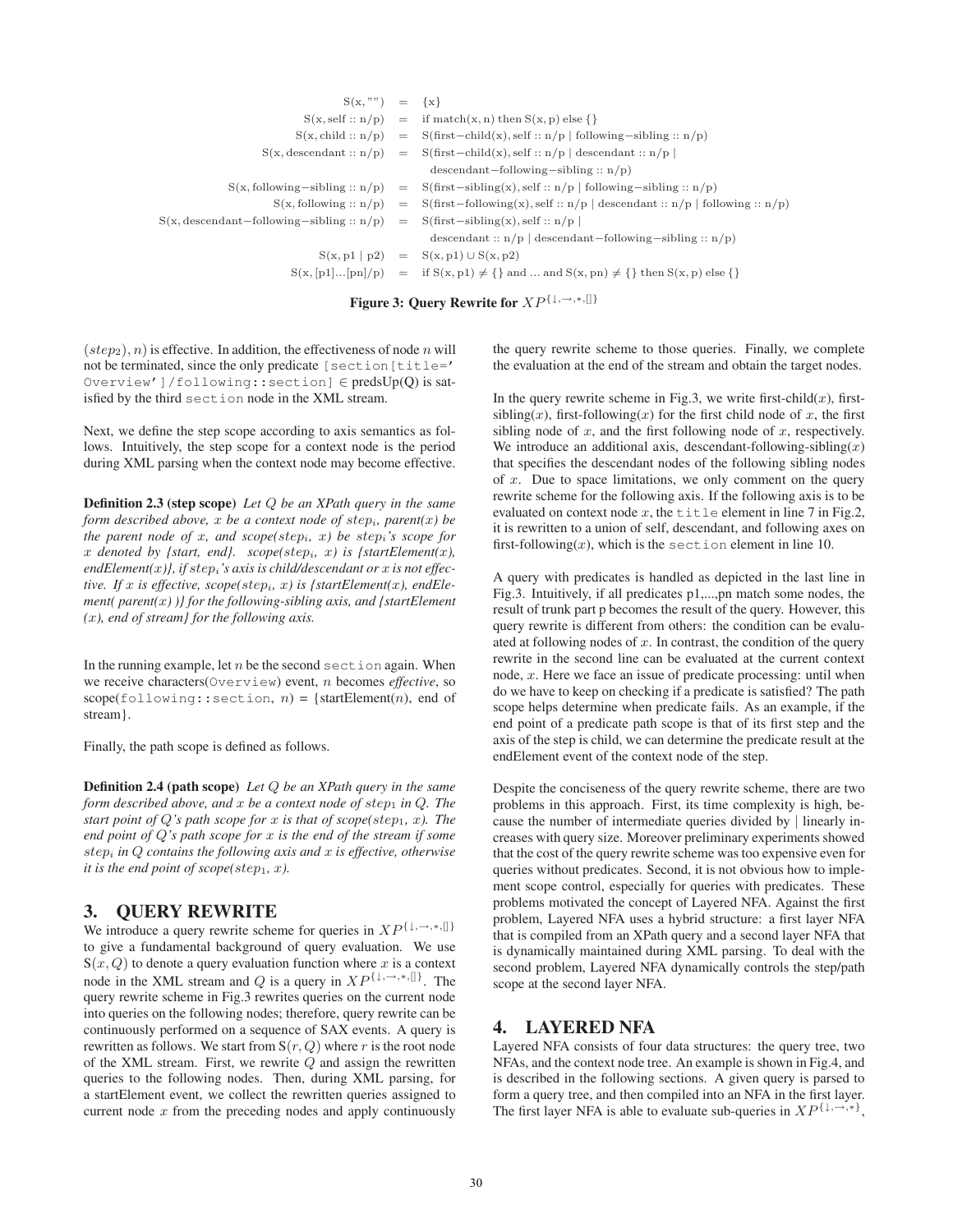$$
\begin{aligned}
\mathrm{S(x, ``")} &= \{\mathrm{x}\} \\
\mathrm{S(x, self :: n/p)} &= \text{if match(x, n) then S(x, p) else } \{\} \\
\mathrm{S(x, child :: n/p)} &= \mathrm{S(first{-}child(x), self :: n/p \mid following{-}sibling :: n/p)} \\
\mathrm{S(x, descendant :: n/p)} &= \mathrm{S(first{-}child(x), self :: n/p \mid descendant :: n/p \mid} \\
&\quad\ \mathrm{descendant{-}following{-}sibling :: n/p)} \\
\mathrm{S(x, following{-}sibling :: n/p)} &= \mathrm{S(first{-}sibling(x), self :: n/p \mid following{-}sibling :: n/p)} \\
\mathrm{S(x, following :: n/p)} &= \mathrm{S(first{-}following(x), self :: n/p \mid descendant :: n/p \mid following :: n/p)} \\
\mathrm{S(x, descendant{-}following{-}sibling :: n/p)} &= \mathrm{S(first{-}sibling(x), self :: n/p \mid} \\
&\quad\ \mathrm{descendant :: n/p \mid descendant{-}following{-}sibling :: n/p)} \\
\mathrm{S(x, p1 \mid p2)} &= \mathrm{S(x, p1) \cup S(x, p2)} \\
\mathrm{S(x, [p1]...[pn]/p)} &= \text{if S(x, p1)} \neq \{\} \text{ and ... and S(x, pn)} \neq \{\} \text{ then S(x, p) else } \{\}
\end{aligned}
$$

**Figure 3: Query Rewrite for $XP^{\{\downarrow,\rightarrow,*,[]\}}$**

$(step_2), n)$ is effective. In addition, the effectiveness of node $n$ will not be terminated, since the only predicate `[section[title='Overview']/following::section]` ∈ predsUp(Q) is satisfied by the third `section` node in the XML stream.

Next, we define the step scope according to axis semantics as follows. Intuitively, the step scope for a context node is the period during XML parsing when the context node may become effective.

**Definition 2.3 (step scope)** *Let $Q$ be an XPath query in the same form described above, $x$ be a context node of $step_i$, parent(x) be the parent node of $x$, and scope($step_i$, $x$) be $step_i$'s scope for $x$ denoted by {start, end}. scope($step_i$, $x$) is {startElement(x), endElement(x)}, if $step_i$'s axis is child/descendant or $x$ is not effective. If $x$ is effective, scope($step_i$, $x$) is {startElement(x), endElement( parent(x) )} for the following-sibling axis, and {startElement (x), end of stream} for the following axis.*

In the running example, let $n$ be the second `section` again. When we receive characters(`Overview`) event, $n$ becomes *effective*, so scope(`following::section`, $n$) = {startElement($n$), end of stream}.

Finally, the path scope is defined as follows.

**Definition 2.4 (path scope)** *Let $Q$ be an XPath query in the same form described above, and $x$ be a context node of $step_1$ in $Q$. The start point of $Q$'s path scope for $x$ is that of scope($step_1$, $x$). The end point of $Q$'s path scope for $x$ is the end of the stream if some $step_i$ in $Q$ contains the following axis and $x$ is effective, otherwise it is the end point of scope($step_1$, $x$).*

## 3. QUERY REWRITE

We introduce a query rewrite scheme for queries in $XP^{\{\downarrow,\rightarrow,*,[]\}}$ to give a fundamental background of query evaluation. We use $S(x, Q)$ to denote a query evaluation function where $x$ is a context node in the XML stream and $Q$ is a query in $XP^{\{\downarrow,\rightarrow,*,[]\}}$. The query rewrite scheme in Fig.3 rewrites queries on the current node into queries on the following nodes; therefore, query rewrite can be continuously performed on a sequence of SAX events. A query is rewritten as follows. We start from $S(r, Q)$ where $r$ is the root node of the XML stream. First, we rewrite $Q$ and assign the rewritten queries to the following nodes. Then, during XML parsing, for a startElement event, we collect the rewritten queries assigned to current node $x$ from the preceding nodes and apply continuously the query rewrite scheme to those queries. Finally, we complete the evaluation at the end of the stream and obtain the target nodes.

In the query rewrite scheme in Fig.3, we write first-child($x$), first-sibling($x$), first-following($x$) for the first child node of $x$, the first sibling node of $x$, and the first following node of $x$, respectively. We introduce an additional axis, descendant-following-sibling($x$) that specifies the descendant nodes of the following sibling nodes of $x$. Due to space limitations, we only comment on the query rewrite scheme for the following axis. If the following axis is to be evaluated on context node $x$, the `title` element in line 7 in Fig.2, it is rewritten to a union of self, descendant, and following axes on first-following($x$), which is the `section` element in line 10.

A query with predicates is handled as depicted in the last line in Fig.3. Intuitively, if all predicates p1,...,pn match some nodes, the result of trunk part p becomes the result of the query. However, this query rewrite is different from others: the condition can be evaluated at following nodes of $x$. In contrast, the condition of the query rewrite in the second line can be evaluated at the current context node, $x$. Here we face an issue of predicate processing: until when do we have to keep on checking if a predicate is satisfied? The path scope helps determine when predicate fails. As an example, if the end point of a predicate path scope is that of its first step and the axis of the step is child, we can determine the predicate result at the endElement event of the context node of the step.

Despite the conciseness of the query rewrite scheme, there are two problems in this approach. First, its time complexity is high, because the number of intermediate queries divided by | linearly increases with query size. Moreover preliminary experiments showed that the cost of the query rewrite scheme was too expensive even for queries without predicates. Second, it is not obvious how to implement scope control, especially for queries with predicates. These problems motivated the concept of Layered NFA. Against the first problem, Layered NFA uses a hybrid structure: a first layer NFA that is compiled from an XPath query and a second layer NFA that is dynamically maintained during XML parsing. To deal with the second problem, Layered NFA dynamically controls the step/path scope at the second layer NFA.

## 4. LAYERED NFA

Layered NFA consists of four data structures: the query tree, two NFAs, and the context node tree. An example is shown in Fig.4, and is described in the following sections. A given query is parsed to form a query tree, and then compiled into an NFA in the first layer. The first layer NFA is able to evaluate sub-queries in $XP^{\{\downarrow,\rightarrow,*\}}$,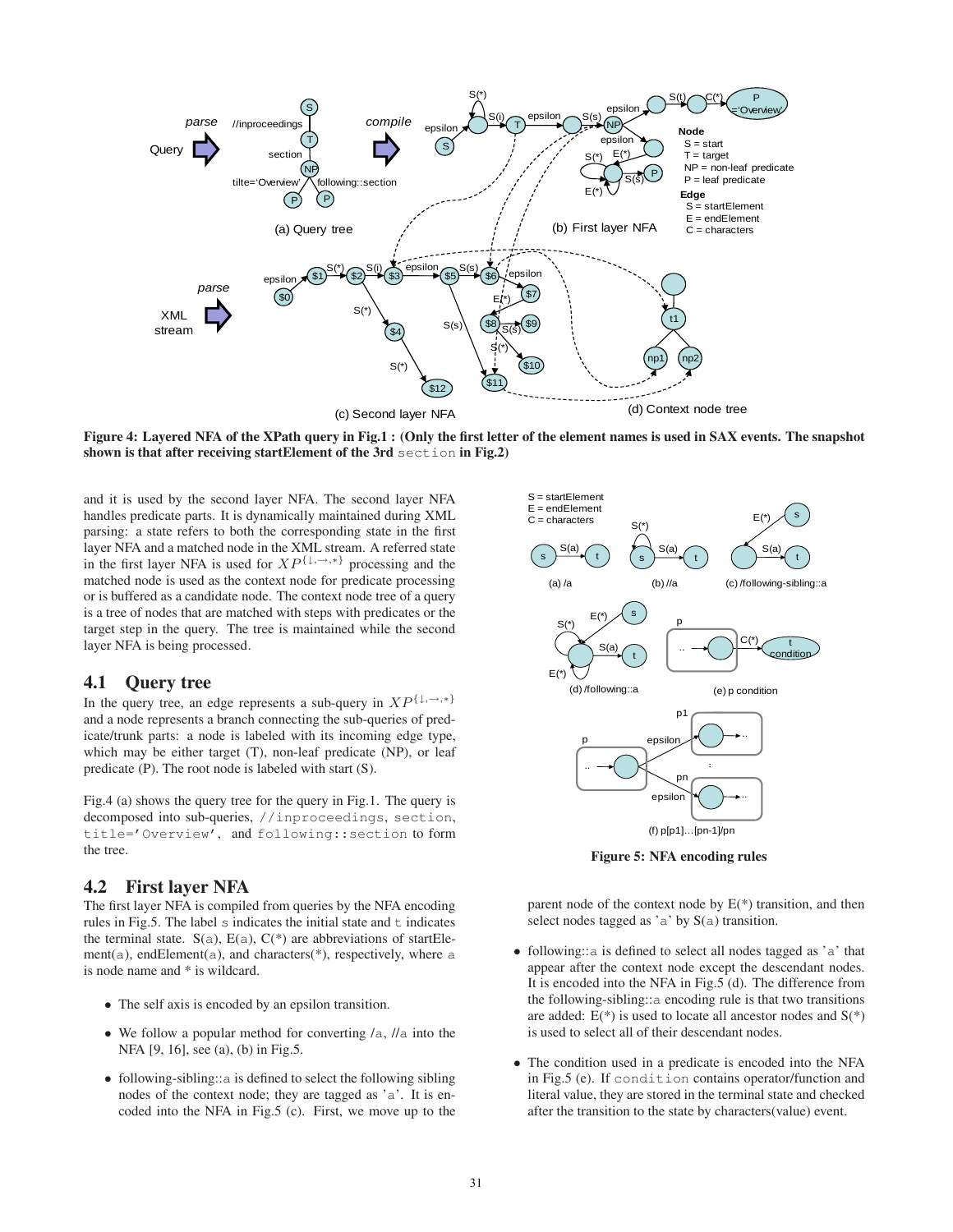Figure 4: Layered NFA of the XPath query in Fig.1 : (Only the first letter of the element names is used in SAX events. The snapshot shown is that after receiving startElement of the 3rd `section` in Fig.2)

and it is used by the second layer NFA. The second layer NFA handles predicate parts. It is dynamically maintained during XML parsing: a state refers to both the corresponding state in the first layer NFA and a matched node in the XML stream. A referred state in the first layer NFA is used for $XP^{\{\downarrow,\rightarrow,*\}}$ processing and the matched node is used as the context node for predicate processing or is buffered as a candidate node. The context node tree of a query is a tree of nodes that are matched with steps with predicates or the target step in the query. The tree is maintained while the second layer NFA is being processed.

## 4.1 Query tree

In the query tree, an edge represents a sub-query in $XP^{\{\downarrow,\rightarrow,*\}}$ and a node represents a branch connecting the sub-queries of predicate/trunk parts: a node is labeled with its incoming edge type, which may be either target (T), non-leaf predicate (NP), or leaf predicate (P). The root node is labeled with start (S).

Fig.4 (a) shows the query tree for the query in Fig.1. The query is decomposed into sub-queries, `//inproceedings`, `section`, `title='Overview'`, and `following::section` to form the tree.

## 4.2 First layer NFA

The first layer NFA is compiled from queries by the NFA encoding rules in Fig.5. The label `s` indicates the initial state and `t` indicates the terminal state. S(`a`), E(`a`), C(\*) are abbreviations of startElement(`a`), endElement(`a`), and characters(\*), respectively, where `a` is node name and \* is wildcard.

- The self axis is encoded by an epsilon transition.
- We follow a popular method for converting /`a`, //`a` into the NFA [9, 16], see (a), (b) in Fig.5.
- following-sibling::`a` is defined to select the following sibling nodes of the context node; they are tagged as '`a`'. It is encoded into the NFA in Fig.5 (c). First, we move up to the parent node of the context node by E(\*) transition, and then select nodes tagged as '`a`' by S(`a`) transition.
- following::`a` is defined to select all nodes tagged as '`a`' that appear after the context node except the descendant nodes. It is encoded into the NFA in Fig.5 (d). The difference from the following-sibling::`a` encoding rule is that two transitions are added: E(\*) is used to locate all ancestor nodes and S(\*) is used to select all of their descendant nodes.
- The condition used in a predicate is encoded into the NFA in Fig.5 (e). If `condition` contains operator/function and literal value, they are stored in the terminal state and checked after the transition to the state by characters(value) event.

Figure 5: NFA encoding rules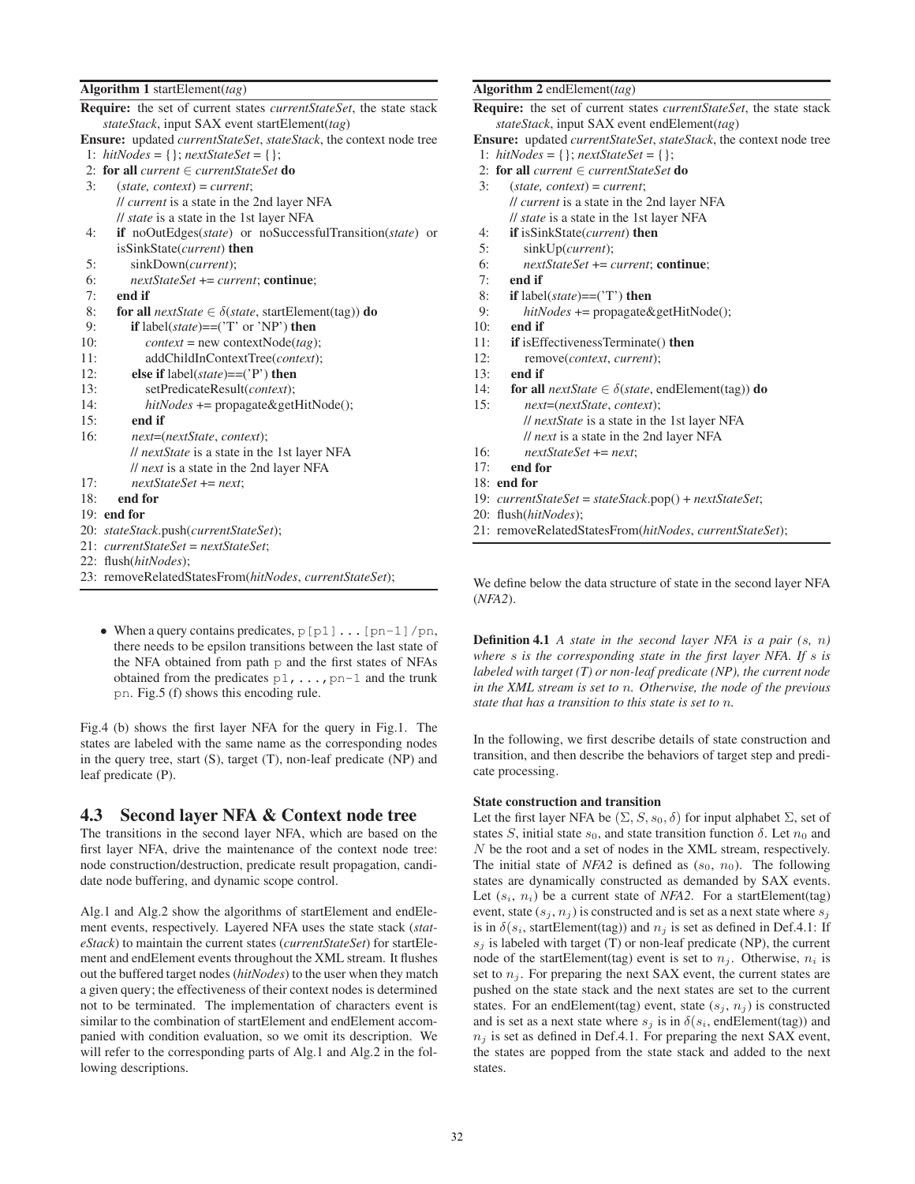**Algorithm 1** startElement(*tag*)

**Require:** the set of current states *currentStateSet*, the state stack *stateStack*, input SAX event startElement(*tag*)
**Ensure:** updated *currentStateSet*, *stateStack*, the context node tree

```
1:  hitNodes = {}; nextStateSet = {};
2:  for all current ∈ currentStateSet do
3:     (state, context) = current;
       // current is a state in the 2nd layer NFA
       // state is a state in the 1st layer NFA
4:     if noOutEdges(state) or noSuccessfulTransition(state) or
       isSinkState(current) then
5:        sinkDown(current);
6:        nextStateSet += current; continue;
7:     end if
8:     for all nextState ∈ δ(state, startElement(tag)) do
9:        if label(state)==('T' or 'NP') then
10:          context = new contextNode(tag);
11:          addChildInContextTree(context);
12:       else if label(state)==('P') then
13:          setPredicateResult(context);
14:          hitNodes += propagate&getHitNode();
15:       end if
16:       next=(nextState, context);
          // nextState is a state in the 1st layer NFA
          // next is a state in the 2nd layer NFA
17:       nextStateSet += next;
18:    end for
19: end for
20: stateStack.push(currentStateSet);
21: currentStateSet = nextStateSet;
22: flush(hitNodes);
23: removeRelatedStatesFrom(hitNodes, currentStateSet);
```

- When a query contains predicates, `p[p1]...[pn-1]/pn`, there needs to be epsilon transitions between the last state of the NFA obtained from path `p` and the first states of NFAs obtained from the predicates `p1,...,pn-1` and the trunk `pn`. Fig.5 (f) shows this encoding rule.

Fig.4 (b) shows the first layer NFA for the query in Fig.1. The states are labeled with the same name as the corresponding nodes in the query tree, start (S), target (T), non-leaf predicate (NP) and leaf predicate (P).

## 4.3 Second layer NFA & Context node tree

The transitions in the second layer NFA, which are based on the first layer NFA, drive the maintenance of the context node tree: node construction/destruction, predicate result propagation, candidate node buffering, and dynamic scope control.

Alg.1 and Alg.2 show the algorithms of startElement and endElement events, respectively. Layered NFA uses the state stack (*stateStack*) to maintain the current states (*currentStateSet*) for startElement and endElement events throughout the XML stream. It flushes out the buffered target nodes (*hitNodes*) to the user when they match a given query; the effectiveness of their context nodes is determined not to be terminated. The implementation of characters event is similar to the combination of startElement and endElement accompanied with condition evaluation, so we omit its description. We will refer to the corresponding parts of Alg.1 and Alg.2 in the following descriptions.

**Algorithm 2** endElement(*tag*)

**Require:** the set of current states *currentStateSet*, the state stack *stateStack*, input SAX event endElement(*tag*)
**Ensure:** updated *currentStateSet*, *stateStack*, the context node tree

```
1:  hitNodes = {}; nextStateSet = {};
2:  for all current ∈ currentStateSet do
3:     (state, context) = current;
       // current is a state in the 2nd layer NFA
       // state is a state in the 1st layer NFA
4:     if isSinkState(current) then
5:        sinkUp(current);
6:        nextStateSet += current; continue;
7:     end if
8:     if label(state)==('T') then
9:        hitNodes += propagate&getHitNode();
10:    end if
11:    if isEffectivenessTerminate() then
12:       remove(context, current);
13:    end if
14:    for all nextState ∈ δ(state, endElement(tag)) do
15:       next=(nextState, context);
          // nextState is a state in the 1st layer NFA
          // next is a state in the 2nd layer NFA
16:       nextStateSet += next;
17:    end for
18: end for
19: currentStateSet = stateStack.pop() + nextStateSet;
20: flush(hitNodes);
21: removeRelatedStatesFrom(hitNodes, currentStateSet);
```

We define below the data structure of state in the second layer NFA (*NFA2*).

**Definition 4.1** *A state in the second layer NFA is a pair* $(s, n)$ *where* $s$ *is the corresponding state in the first layer NFA. If* $s$ *is labeled with target (T) or non-leaf predicate (NP), the current node in the XML stream is set to* $n$*. Otherwise, the node of the previous state that has a transition to this state is set to* $n$*.*

In the following, we first describe details of state construction and transition, and then describe the behaviors of target step and predicate processing.

**State construction and transition**
Let the first layer NFA be $(\Sigma, S, s_0, \delta)$ for input alphabet $\Sigma$, set of states $S$, initial state $s_0$, and state transition function $\delta$. Let $n_0$ and $N$ be the root and a set of nodes in the XML stream, respectively. The initial state of *NFA2* is defined as $(s_0, n_0)$. The following states are dynamically constructed as demanded by SAX events. Let $(s_i, n_i)$ be a current state of *NFA2*. For a startElement(tag) event, state $(s_j, n_j)$ is constructed and is set as a next state where $s_j$ is in $\delta(s_i$, startElement(tag)) and $n_j$ is set as defined in Def.4.1: If $s_j$ is labeled with target (T) or non-leaf predicate (NP), the current node of the startElement(tag) event is set to $n_j$. Otherwise, $n_i$ is set to $n_j$. For preparing the next SAX event, the current states are pushed on the state stack and the next states are set to the current states. For an endElement(tag) event, state $(s_j, n_j)$ is constructed and is set as a next state where $s_j$ is in $\delta(s_i$, endElement(tag)) and $n_j$ is set as defined in Def.4.1. For preparing the next SAX event, the states are popped from the state stack and added to the next states.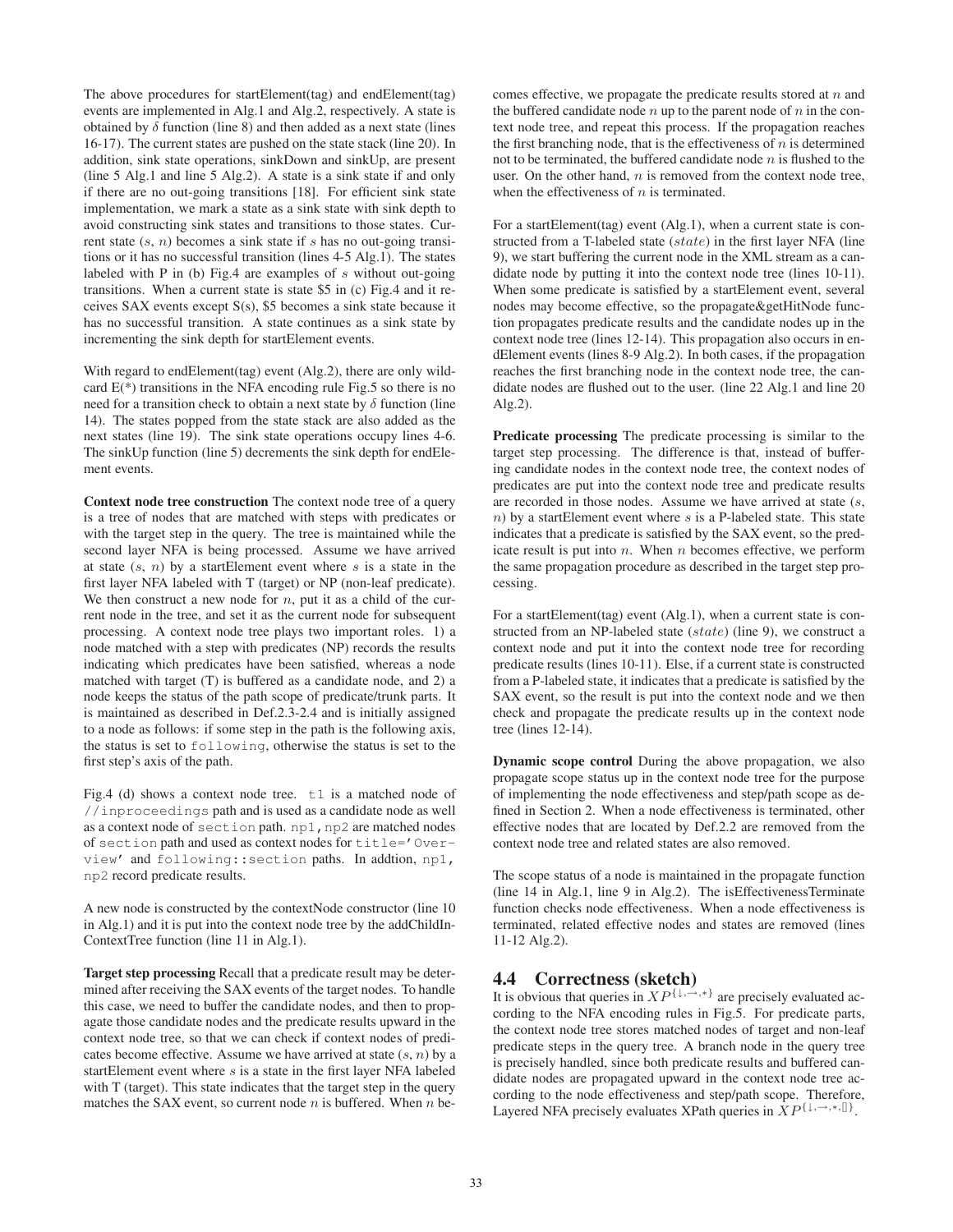The above procedures for startElement(tag) and endElement(tag) events are implemented in Alg.1 and Alg.2, respectively. A state is obtained by $\delta$ function (line 8) and then added as a next state (lines 16-17). The current states are pushed on the state stack (line 20). In addition, sink state operations, sinkDown and sinkUp, are present (line 5 Alg.1 and line 5 Alg.2). A state is a sink state if and only if there are no out-going transitions [18]. For efficient sink state implementation, we mark a state as a sink state with sink depth to avoid constructing sink states and transitions to those states. Current state ($s$, $n$) becomes a sink state if $s$ has no out-going transitions or it has no successful transition (lines 4-5 Alg.1). The states labeled with P in (b) Fig.4 are examples of $s$ without out-going transitions. When a current state is state \$5 in (c) Fig.4 and it receives SAX events except S(s), \$5 becomes a sink state because it has no successful transition. A state continues as a sink state by incrementing the sink depth for startElement events.

With regard to endElement(tag) event (Alg.2), there are only wildcard E(*) transitions in the NFA encoding rule Fig.5 so there is no need for a transition check to obtain a next state by $\delta$ function (line 14). The states popped from the state stack are also added as the next states (line 19). The sink state operations occupy lines 4-6. The sinkUp function (line 5) decrements the sink depth for endElement events.

**Context node tree construction** The context node tree of a query is a tree of nodes that are matched with steps with predicates or with the target step in the query. The tree is maintained while the second layer NFA is being processed. Assume we have arrived at state ($s$, $n$) by a startElement event where $s$ is a state in the first layer NFA labeled with T (target) or NP (non-leaf predicate). We then construct a new node for $n$, put it as a child of the current node in the tree, and set it as the current node for subsequent processing. A context node tree plays two important roles. 1) a node matched with a step with predicates (NP) records the results indicating which predicates have been satisfied, whereas a node matched with target (T) is buffered as a candidate node, and 2) a node keeps the status of the path scope of predicate/trunk parts. It is maintained as described in Def.2.3-2.4 and is initially assigned to a node as follows: if some step in the path is the following axis, the status is set to `following`, otherwise the status is set to the first step's axis of the path.

Fig.4 (d) shows a context node tree. `t1` is a matched node of `//inproceedings` path and is used as a candidate node as well as a context node of `section` path. `np1,np2` are matched nodes of `section` path and used as context nodes for `title='Overview'` and `following::section` paths. In addtion, `np1, np2` record predicate results.

A new node is constructed by the contextNode constructor (line 10 in Alg.1) and it is put into the context node tree by the addChildInContextTree function (line 11 in Alg.1).

**Target step processing** Recall that a predicate result may be determined after receiving the SAX events of the target nodes. To handle this case, we need to buffer the candidate nodes, and then to propagate those candidate nodes and the predicate results upward in the context node tree, so that we can check if context nodes of predicates become effective. Assume we have arrived at state ($s$, $n$) by a startElement event where $s$ is a state in the first layer NFA labeled with T (target). This state indicates that the target step in the query matches the SAX event, so current node $n$ is buffered. When $n$ becomes effective, we propagate the predicate results stored at $n$ and the buffered candidate node $n$ up to the parent node of $n$ in the context node tree, and repeat this process. If the propagation reaches the first branching node, that is the effectiveness of $n$ is determined not to be terminated, the buffered candidate node $n$ is flushed to the user. On the other hand, $n$ is removed from the context node tree, when the effectiveness of $n$ is terminated.

For a startElement(tag) event (Alg.1), when a current state is constructed from a T-labeled state ($state$) in the first layer NFA (line 9), we start buffering the current node in the XML stream as a candidate node by putting it into the context node tree (lines 10-11). When some predicate is satisfied by a startElement event, several nodes may become effective, so the propagate&getHitNode function propagates predicate results and the candidate nodes up in the context node tree (lines 12-14). This propagation also occurs in endElement events (lines 8-9 Alg.2). In both cases, if the propagation reaches the first branching node in the context node tree, the candidate nodes are flushed out to the user. (line 22 Alg.1 and line 20 Alg.2).

**Predicate processing** The predicate processing is similar to the target step processing. The difference is that, instead of buffering candidate nodes in the context node tree, the context nodes of predicates are put into the context node tree and predicate results are recorded in those nodes. Assume we have arrived at state ($s$, $n$) by a startElement event where $s$ is a P-labeled state. This state indicates that a predicate is satisfied by the SAX event, so the predicate result is put into $n$. When $n$ becomes effective, we perform the same propagation procedure as described in the target step processing.

For a startElement(tag) event (Alg.1), when a current state is constructed from an NP-labeled state ($state$) (line 9), we construct a context node and put it into the context node tree for recording predicate results (lines 10-11). Else, if a current state is constructed from a P-labeled state, it indicates that a predicate is satisfied by the SAX event, so the result is put into the context node and we then check and propagate the predicate results up in the context node tree (lines 12-14).

**Dynamic scope control** During the above propagation, we also propagate scope status up in the context node tree for the purpose of implementing the node effectiveness and step/path scope as defined in Section 2. When a node effectiveness is terminated, other effective nodes that are located by Def.2.2 are removed from the context node tree and related states are also removed.

The scope status of a node is maintained in the propagate function (line 14 in Alg.1, line 9 in Alg.2). The isEffectivenessTerminate function checks node effectiveness. When a node effectiveness is terminated, related effective nodes and states are removed (lines 11-12 Alg.2).

## 4.4 Correctness (sketch)

It is obvious that queries in $XP^{\{\downarrow,\rightarrow,*\}}$ are precisely evaluated according to the NFA encoding rules in Fig.5. For predicate parts, the context node tree stores matched nodes of target and non-leaf predicate steps in the query tree. A branch node in the query tree is precisely handled, since both predicate results and buffered candidate nodes are propagated upward in the context node tree according to the node effectiveness and step/path scope. Therefore, Layered NFA precisely evaluates XPath queries in $XP^{\{\downarrow,\rightarrow,*,[]\}}$.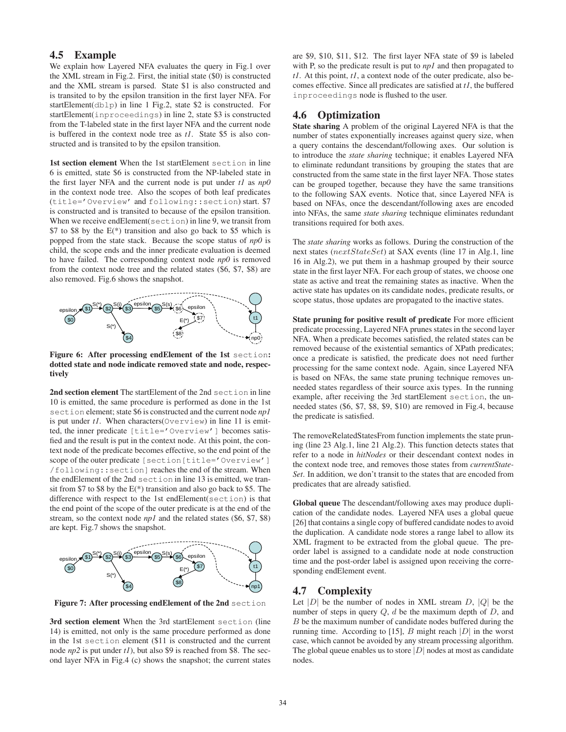## 4.5 Example

We explain how Layered NFA evaluates the query in Fig.1 over the XML stream in Fig.2. First, the initial state ($0) is constructed and the XML stream is parsed. State $1 is also constructed and is transited to by the epsilon transition in the first layer NFA. For startElement(`dblp`) in line 1 Fig.2, state $2 is constructed. For startElement(`inproceedings`) in line 2, state $3 is constructed from the T-labeled state in the first layer NFA and the current node is buffered in the context node tree as *t1*. State $5 is also constructed and is transited to by the epsilon transition.

**1st section element** When the 1st startElement `section` in line 6 is emitted, state $6 is constructed from the NP-labeled state in the first layer NFA and the current node is put under *t1* as *np0* in the context node tree. Also the scopes of both leaf predicates (`title='Overview'` and `following::section`) start. $7 is constructed and is transited to because of the epsilon transition. When we receive endElement(`section`) in line 9, we transit from $7 to $8 by the E(*) transition and also go back to $5 which is popped from the state stack. Because the scope status of *np0* is child, the scope ends and the inner predicate evaluation is deemed to have failed. The corresponding context node *np0* is removed from the context node tree and the related states ($6, $7, $8) are also removed. Fig.6 shows the snapshot.

**Figure 6: After processing endElement of the 1st `section`: dotted state and node indicate removed state and node, respectively**

**2nd section element** The startElement of the 2nd `section` in line 10 is emitted, the same procedure is performed as done in the 1st `section` element; state $6 is constructed and the current node *np1* is put under *t1*. When characters(`Overview`) in line 11 is emitted, the inner predicate `[title='Overview']` becomes satisfied and the result is put in the context node. At this point, the context node of the predicate becomes effective, so the end point of the scope of the outer predicate `[section[title='Overview']/following::section]` reaches the end of the stream. When the endElement of the 2nd `section` in line 13 is emitted, we transit from $7 to $8 by the E(*) transition and also go back to $5. The difference with respect to the 1st endElement(`section`) is that the end point of the scope of the outer predicate is at the end of the stream, so the context node *np1* and the related states ($6, $7, $8) are kept. Fig.7 shows the snapshot.

**Figure 7: After processing endElement of the 2nd `section`**

**3rd section element** When the 3rd startElement `section` (line 14) is emitted, not only is the same procedure performed as done in the 1st `section` element ($11 is constructed and the current node *np2* is put under *t1*), but also $9 is reached from $8. The second layer NFA in Fig.4 (c) shows the snapshot; the current states are $9, $10, $11, $12. The first layer NFA state of $9 is labeled with P, so the predicate result is put to *np1* and then propagated to *t1*. At this point, *t1*, a context node of the outer predicate, also becomes effective. Since all predicates are satisfied at *t1*, the buffered `inproceedings` node is flushed to the user.

## 4.6 Optimization

**State sharing** A problem of the original Layered NFA is that the number of states exponentially increases against query size, when a query contains the descendant/following axes. Our solution is to introduce the *state sharing* technique; it enables Layered NFA to eliminate redundant transitions by grouping the states that are constructed from the same state in the first layer NFA. Those states can be grouped together, because they have the same transitions to the following SAX events. Notice that, since Layered NFA is based on NFAs, once the descendant/following axes are encoded into NFAs, the same *state sharing* technique eliminates redundant transitions required for both axes.

The *state sharing* works as follows. During the construction of the next states ($nextStateSet$) at SAX events (line 17 in Alg.1, line 16 in Alg.2), we put them in a hashmap grouped by their source state in the first layer NFA. For each group of states, we choose one state as active and treat the remaining states as inactive. When the active state has updates on its candidate nodes, predicate results, or scope status, those updates are propagated to the inactive states.

**State pruning for positive result of predicate** For more efficient predicate processing, Layered NFA prunes states in the second layer NFA. When a predicate becomes satisfied, the related states can be removed because of the existential semantics of XPath predicates; once a predicate is satisfied, the predicate does not need further processing for the same context node. Again, since Layered NFA is based on NFAs, the same state pruning technique removes unneeded states regardless of their source axis types. In the running example, after receiving the 3rd startElement `section`, the unneeded states ($6, $7, $8, $9, $10) are removed in Fig.4, because the predicate is satisfied.

The removeRelatedStatesFrom function implements the state pruning (line 23 Alg.1, line 21 Alg.2). This function detects states that refer to a node in *hitNodes* or their descendant context nodes in the context node tree, and removes those states from *currentStateSet*. In addition, we don't transit to the states that are encoded from predicates that are already satisfied.

**Global queue** The descendant/following axes may produce duplication of the candidate nodes. Layered NFA uses a global queue [26] that contains a single copy of buffered candidate nodes to avoid the duplication. A candidate node stores a range label to allow its XML fragment to be extracted from the global queue. The preorder label is assigned to a candidate node at node construction time and the post-order label is assigned upon receiving the corresponding endElement event.

## 4.7 Complexity

Let $|D|$ be the number of nodes in XML stream $D$, $|Q|$ be the number of steps in query $Q$, $d$ be the maximum depth of $D$, and $B$ be the maximum number of candidate nodes buffered during the running time. According to [15], $B$ might reach $|D|$ in the worst case, which cannot be avoided by any stream processing algorithm. The global queue enables us to store $|D|$ nodes at most as candidate nodes.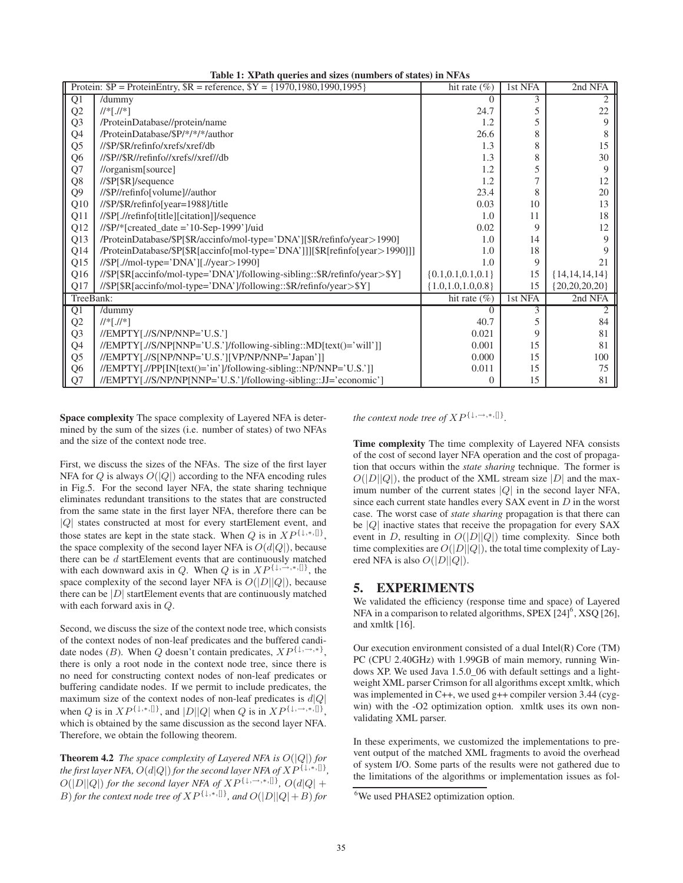**Table 1: XPath queries and sizes (numbers of states) in NFAs**

| Protein: $P = ProteinEntry, $R = reference, $Y = {1970,1980,1990,1995} | | hit rate (%) | 1st NFA | 2nd NFA |
|---|---|---|---|---|
| Q1 | /dummy | 0 | 3 | 2 |
| Q2 | //*[.//*] | 24.7 | 5 | 22 |
| Q3 | /ProteinDatabase//protein/name | 1.2 | 5 | 9 |
| Q4 | /ProteinDatabase/$P/*/*/*/author | 26.6 | 8 | 8 |
| Q5 | //$P/$R/refinfo/xrefs/xref/db | 1.3 | 8 | 15 |
| Q6 | //$P//$R//refinfo//xrefs//xref//db | 1.3 | 8 | 30 |
| Q7 | //organism[source] | 1.2 | 5 | 9 |
| Q8 | //$P[$R]/sequence | 1.2 | 7 | 12 |
| Q9 | //$P//refinfo[volume]//author | 23.4 | 8 | 20 |
| Q10 | //$P/$R/refinfo[year=1988]/title | 0.03 | 10 | 13 |
| Q11 | //$P[.//refinfo[title][citation]]/sequence | 1.0 | 11 | 18 |
| Q12 | //$P/*[created_date ='10-Sep-1999']/uid | 0.02 | 9 | 12 |
| Q13 | /ProteinDatabase/$P[$R/accinfo/mol-type='DNA'][$R/refinfo/year>1990] | 1.0 | 14 | 9 |
| Q14 | /ProteinDatabase/$P[$R[accinfo[mol-type='DNA']]][$R[refinfo[year>1990]]] | 1.0 | 18 | 9 |
| Q15 | //$P[.//mol-type='DNA'][.//year>1990] | 1.0 | 9 | 21 |
| Q16 | //$P[$R[accinfo/mol-type='DNA']/following-sibling::$R/refinfo/year>$Y] | {0.1,0.1,0.1,0.1} | 15 | {14,14,14,14} |
| Q17 | //$P[$R[accinfo/mol-type='DNA']/following::$R/refinfo/year>$Y] | {1.0,1.0,1.0,0.8} | 15 | {20,20,20,20} |
| TreeBank: | | hit rate (%) | 1st NFA | 2nd NFA |
| Q1 | /dummy | 0 | 3 | 2 |
| Q2 | //*[.//*] | 40.7 | 5 | 84 |
| Q3 | //EMPTY[.//S/NP/NNP='U.S.'] | 0.021 | 9 | 81 |
| Q4 | //EMPTY[.//S/NP[NNP='U.S.']/following-sibling::MD[text()='will']] | 0.001 | 15 | 81 |
| Q5 | //EMPTY[.//S[NP/NNP='U.S.'][VP/NP/NNP='Japan']] | 0.000 | 15 | 100 |
| Q6 | //EMPTY[.//PP[IN[text()='in']/following-sibling::NP/NNP='U.S.']] | 0.011 | 15 | 75 |
| Q7 | //EMPTY[.//S/NP/NP[NNP='U.S.']/following-sibling::JJ='economic'] | 0 | 15 | 81 |

**Space complexity** The space complexity of Layered NFA is determined by the sum of the sizes (i.e. number of states) of two NFAs and the size of the context node tree.

First, we discuss the sizes of the NFAs. The size of the first layer NFA for $Q$ is always $O(|Q|)$ according to the NFA encoding rules in Fig.5. For the second layer NFA, the state sharing technique eliminates redundant transitions to the states that are constructed from the same state in the first layer NFA, therefore there can be $|Q|$ states constructed at most for every startElement event, and those states are kept in the state stack. When $Q$ is in $XP^{\{\downarrow,*,[]\}}$, the space complexity of the second layer NFA is $O(d|Q|)$, because there can be $d$ startElement events that are continuously matched with each downward axis in $Q$. When $Q$ is in $XP^{\{\downarrow,\rightarrow,*,[]\}}$, the space complexity of the second layer NFA is $O(|D||Q|)$, because there can be $|D|$ startElement events that are continuously matched with each forward axis in $Q$.

Second, we discuss the size of the context node tree, which consists of the context nodes of non-leaf predicates and the buffered candidate nodes ($B$). When $Q$ doesn't contain predicates, $XP^{\{\downarrow,\rightarrow,*\}}$, there is only a root node in the context node tree, since there is no need for constructing context nodes of non-leaf predicates or buffering candidate nodes. If we permit to include predicates, the maximum size of the context nodes of non-leaf predicates is $d|Q|$ when $Q$ is in $XP^{\{\downarrow,*,[]\}}$, and $|D||Q|$ when $Q$ is in $XP^{\{\downarrow,\rightarrow,*,[]\}}$, which is obtained by the same discussion as the second layer NFA. Therefore, we obtain the following theorem.

**Theorem 4.2** *The space complexity of Layered NFA is $O(|Q|)$ for the first layer NFA, $O(d|Q|)$ for the second layer NFA of $XP^{\{\downarrow,*,[]\}}$, $O(|D||Q|)$ for the second layer NFA of $XP^{\{\downarrow,\rightarrow,*,[]\}}$, $O(d|Q| + B)$ for the context node tree of $XP^{\{\downarrow,*,[]\}}$, and $O(|D||Q|+B)$ for the context node tree of $XP^{\{\downarrow,\rightarrow,*,[]\}}$.*

**Time complexity** The time complexity of Layered NFA consists of the cost of second layer NFA operation and the cost of propagation that occurs within the *state sharing* technique. The former is $O(|D||Q|)$, the product of the XML stream size $|D|$ and the maximum number of the current states $|Q|$ in the second layer NFA, since each current state handles every SAX event in $D$ in the worst case. The worst case of *state sharing* propagation is that there can be $|Q|$ inactive states that receive the propagation for every SAX event in $D$, resulting in $O(|D||Q|)$ time complexity. Since both time complexities are $O(|D||Q|)$, the total time complexity of Layered NFA is also $O(|D||Q|)$.

## 5. EXPERIMENTS

We validated the efficiency (response time and space) of Layered NFA in a comparison to related algorithms, SPEX [24][6], XSQ [26], and xmltk [16].

Our execution environment consisted of a dual Intel(R) Core (TM) PC (CPU 2.40GHz) with 1.99GB of main memory, running Windows XP. We used Java 1.5.0_06 with default settings and a lightweight XML parser Crimson for all algorithms except xmltk, which was implemented in C++, we used g++ compiler version 3.44 (cygwin) with the -O2 optimization option. xmltk uses its own non-validating XML parser.

In these experiments, we customized the implementations to prevent output of the matched XML fragments to avoid the overhead of system I/O. Some parts of the results were not gathered due to the limitations of the algorithms or implementation issues as fol-

[6]We used PHASE2 optimization option.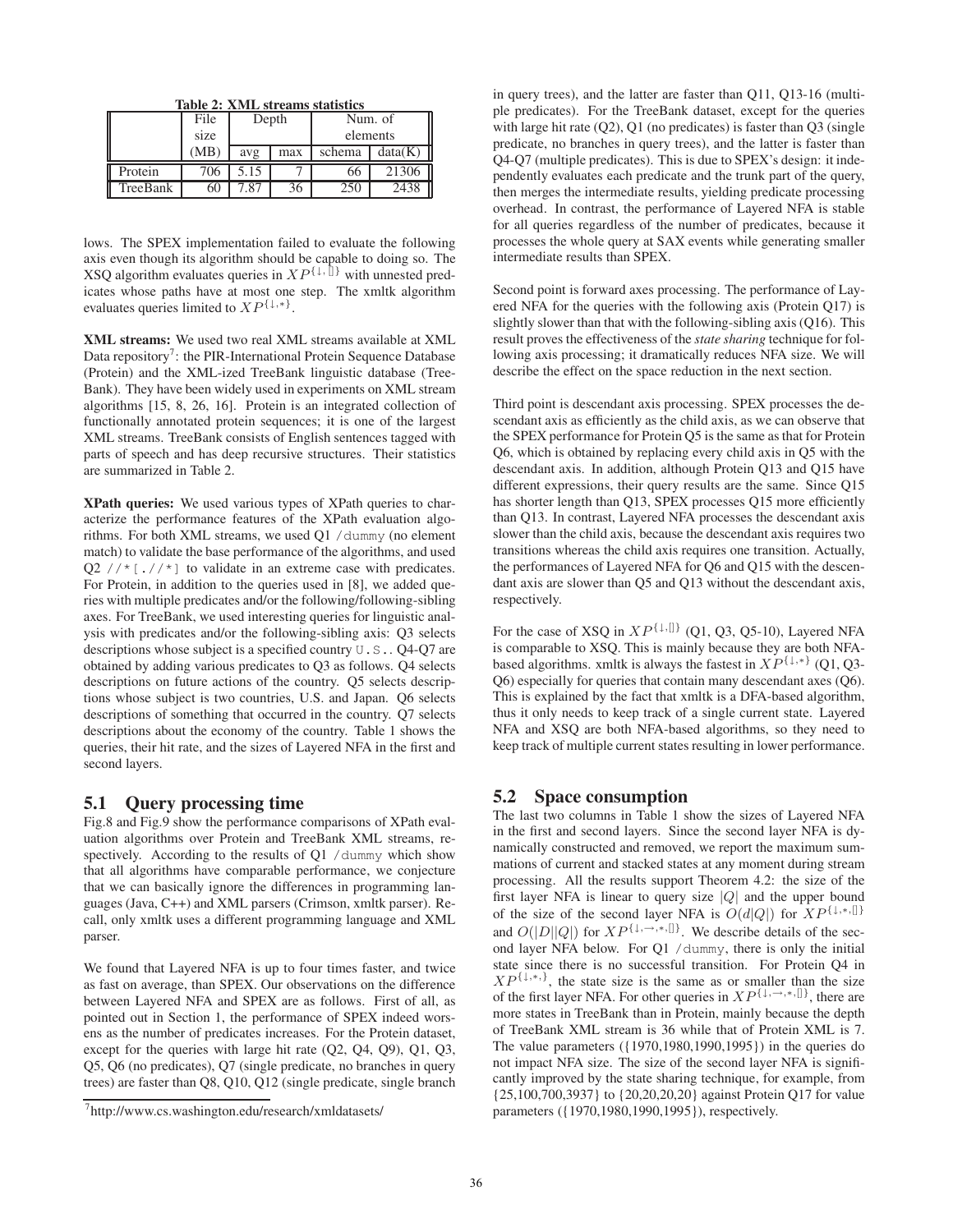Table 2: XML streams statistics

| | File size (MB) | Depth | | Num. of elements | |
|---|---|---|---|---|---|
| | | avg | max | schema | data(K) |
| Protein | 706 | 5.15 | 7 | 66 | 21306 |
| TreeBank | 60 | 7.87 | 36 | 250 | 2438 |

lows. The SPEX implementation failed to evaluate the following axis even though its algorithm should be capable to doing so. The XSQ algorithm evaluates queries in $XP^{\{\downarrow,[]\}}$ with unnested predicates whose paths have at most one step. The xmltk algorithm evaluates queries limited to $XP^{\{\downarrow,*\}}$.

**XML streams:** We used two real XML streams available at XML Data repository[7]: the PIR-International Protein Sequence Database (Protein) and the XML-ized TreeBank linguistic database (TreeBank). They have been widely used in experiments on XML stream algorithms [15, 8, 26, 16]. Protein is an integrated collection of functionally annotated protein sequences; it is one of the largest XML streams. TreeBank consists of English sentences tagged with parts of speech and has deep recursive structures. Their statistics are summarized in Table 2.

**XPath queries:** We used various types of XPath queries to characterize the performance features of the XPath evaluation algorithms. For both XML streams, we used Q1 `/dummy` (no element match) to validate the base performance of the algorithms, and used Q2 `//*[.//*]` to validate in an extreme case with predicates. For Protein, in addition to the queries used in [8], we added queries with multiple predicates and/or the following/following-sibling axes. For TreeBank, we used interesting queries for linguistic analysis with predicates and/or the following-sibling axis: Q3 selects descriptions whose subject is a specified country `U.S.`. Q4-Q7 are obtained by adding various predicates to Q3 as follows. Q4 selects descriptions on future actions of the country. Q5 selects descriptions whose subject is two countries, U.S. and Japan. Q6 selects descriptions of something that occurred in the country. Q7 selects descriptions about the economy of the country. Table 1 shows the queries, their hit rate, and the sizes of Layered NFA in the first and second layers.

## 5.1 Query processing time

Fig.8 and Fig.9 show the performance comparisons of XPath evaluation algorithms over Protein and TreeBank XML streams, respectively. According to the results of Q1 `/dummy` which show that all algorithms have comparable performance, we conjecture that we can basically ignore the differences in programming languages (Java, C++) and XML parsers (Crimson, xmltk parser). Recall, only xmltk uses a different programming language and XML parser.

We found that Layered NFA is up to four times faster, and twice as fast on average, than SPEX. Our observations on the difference between Layered NFA and SPEX are as follows. First of all, as pointed out in Section 1, the performance of SPEX indeed worsens as the number of predicates increases. For the Protein dataset, except for the queries with large hit rate (Q2, Q4, Q9), Q1, Q3, Q5, Q6 (no predicates), Q7 (single predicate, no branches in query trees) are faster than Q8, Q10, Q12 (single predicate, single branch in query trees), and the latter are faster than Q11, Q13-16 (multiple predicates). For the TreeBank dataset, except for the queries with large hit rate (Q2), Q1 (no predicates) is faster than Q3 (single predicate, no branches in query trees), and the latter is faster than Q4-Q7 (multiple predicates). This is due to SPEX's design: it independently evaluates each predicate and the trunk part of the query, then merges the intermediate results, yielding predicate processing overhead. In contrast, the performance of Layered NFA is stable for all queries regardless of the number of predicates, because it processes the whole query at SAX events while generating smaller intermediate results than SPEX.

Second point is forward axes processing. The performance of Layered NFA for the queries with the following axis (Protein Q17) is slightly slower than that with the following-sibling axis (Q16). This result proves the effectiveness of the *state sharing* technique for following axis processing; it dramatically reduces NFA size. We will describe the effect on the space reduction in the next section.

Third point is descendant axis processing. SPEX processes the descendant axis as efficiently as the child axis, as we can observe that the SPEX performance for Protein Q5 is the same as that for Protein Q6, which is obtained by replacing every child axis in Q5 with the descendant axis. In addition, although Protein Q13 and Q15 have different expressions, their query results are the same. Since Q15 has shorter length than Q13, SPEX processes Q15 more efficiently than Q13. In contrast, Layered NFA processes the descendant axis slower than the child axis, because the descendant axis requires two transitions whereas the child axis requires one transition. Actually, the performances of Layered NFA for Q6 and Q15 with the descendant axis are slower than Q5 and Q13 without the descendant axis, respectively.

For the case of XSQ in $XP^{\{\downarrow,[]\}}$ (Q1, Q3, Q5-10), Layered NFA is comparable to XSQ. This is mainly because they are both NFA-based algorithms. xmltk is always the fastest in $XP^{\{\downarrow,*\}}$ (Q1, Q3-Q6) especially for queries that contain many descendant axes (Q6). This is explained by the fact that xmltk is a DFA-based algorithm, thus it only needs to keep track of a single current state. Layered NFA and XSQ are both NFA-based algorithms, so they need to keep track of multiple current states resulting in lower performance.

## 5.2 Space consumption

The last two columns in Table 1 show the sizes of Layered NFA in the first and second layers. Since the second layer NFA is dynamically constructed and removed, we report the maximum summations of current and stacked states at any moment during stream processing. All the results support Theorem 4.2: the size of the first layer NFA is linear to query size $|Q|$ and the upper bound of the size of the second layer NFA is $O(d|Q|)$ for $XP^{\{\downarrow,*,[]\}}$ and $O(|D||Q|)$ for $XP^{\{\downarrow,\rightarrow,*,[]\}}$. We describe details of the second layer NFA below. For Q1 `/dummy`, there is only the initial state since there is no successful transition. For Protein Q4 in $XP^{\{\downarrow,*,\}}$, the state size is the same as or smaller than the size of the first layer NFA. For other queries in $XP^{\{\downarrow,\rightarrow,*,[]\}}$, there are more states in TreeBank than in Protein, mainly because the depth of TreeBank XML stream is 36 while that of Protein XML is 7. The value parameters ({1970,1980,1990,1995}) in the queries do not impact NFA size. The size of the second layer NFA is significantly improved by the state sharing technique, for example, from {25,100,700,3937} to {20,20,20,20} against Protein Q17 for value parameters ({1970,1980,1990,1995}), respectively.

[7] http://www.cs.washington.edu/research/xmldatasets/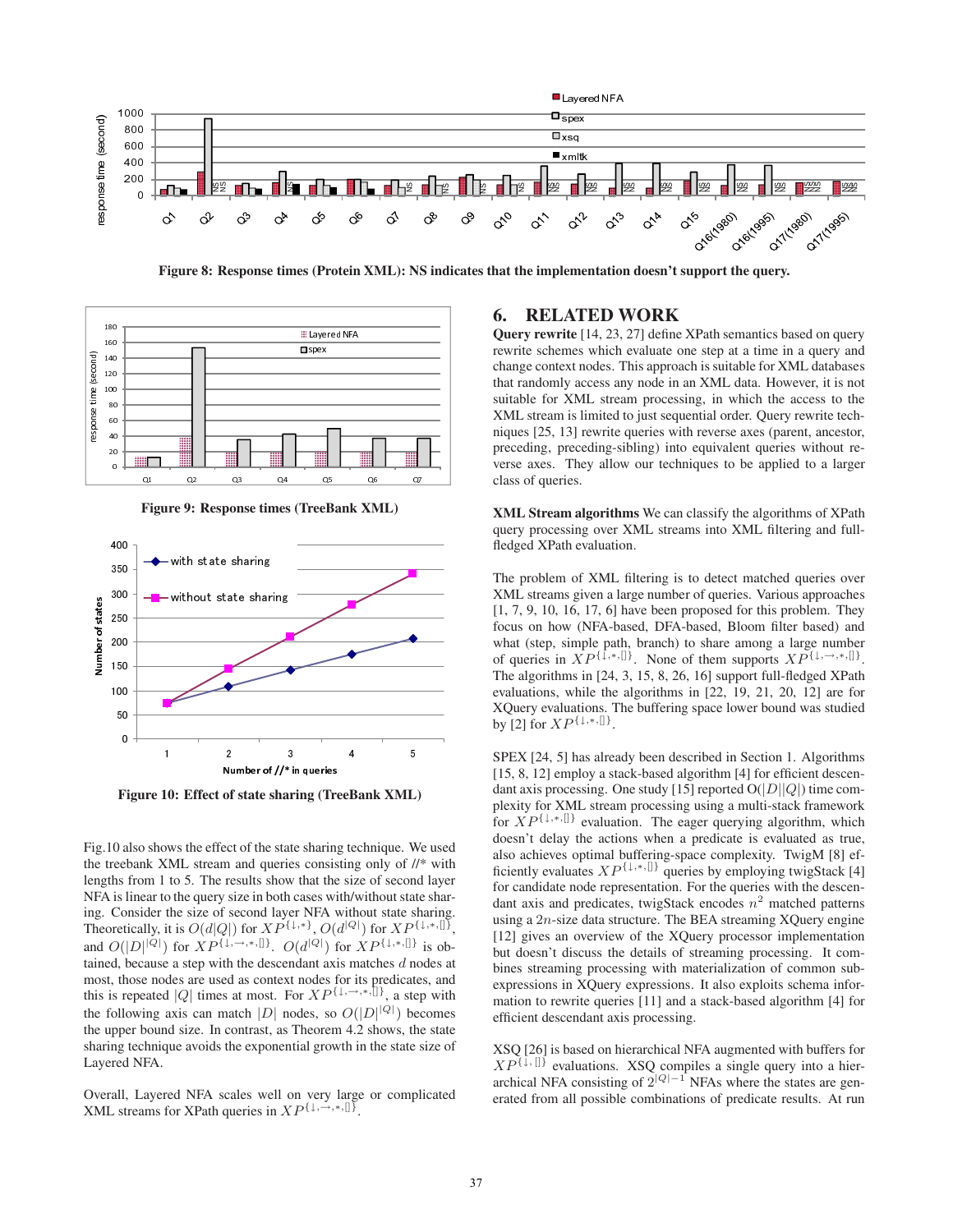**Figure 8: Response times (Protein XML): NS indicates that the implementation doesn't support the query.**

**Figure 9: Response times (TreeBank XML)**

**Figure 10: Effect of state sharing (TreeBank XML)**

Fig.10 also shows the effect of the state sharing technique. We used the treebank XML stream and queries consisting only of //* with lengths from 1 to 5. The results show that the size of second layer NFA is linear to the query size in both cases with/without state sharing. Consider the size of second layer NFA without state sharing. Theoretically, it is $O(d|Q|)$ for $XP^{\{\downarrow,*\}}$, $O(d^{|Q|})$ for $XP^{\{\downarrow,*,[]\}}$, and $O(|D|^{|Q|})$ for $XP^{\{\downarrow,\rightarrow,*,[]\}}$. $O(d^{|Q|})$ for $XP^{\{\downarrow,*,[]\}}$ is obtained, because a step with the descendant axis matches $d$ nodes at most, those nodes are used as context nodes for its predicates, and this is repeated $|Q|$ times at most. For $XP^{\{\downarrow,\rightarrow,*,[]\}}$, a step with the following axis can match $|D|$ nodes, so $O(|D|^{|Q|})$ becomes the upper bound size. In contrast, as Theorem 4.2 shows, the state sharing technique avoids the exponential growth in the state size of Layered NFA.

Overall, Layered NFA scales well on very large or complicated XML streams for XPath queries in $XP^{\{\downarrow,\rightarrow,*,[]\}}$.

## 6. RELATED WORK

**Query rewrite** [14, 23, 27] define XPath semantics based on query rewrite schemes which evaluate one step at a time in a query and change context nodes. This approach is suitable for XML databases that randomly access any node in an XML data. However, it is not suitable for XML stream processing, in which the access to the XML stream is limited to just sequential order. Query rewrite techniques [25, 13] rewrite queries with reverse axes (parent, ancestor, preceding, preceding-sibling) into equivalent queries without reverse axes. They allow our techniques to be applied to a larger class of queries.

**XML Stream algorithms** We can classify the algorithms of XPath query processing over XML streams into XML filtering and full-fledged XPath evaluation.

The problem of XML filtering is to detect matched queries over XML streams given a large number of queries. Various approaches [1, 7, 9, 10, 16, 17, 6] have been proposed for this problem. They focus on how (NFA-based, DFA-based, Bloom filter based) and what (step, simple path, branch) to share among a large number of queries in $XP^{\{\downarrow,*,[]\}}$. None of them supports $XP^{\{\downarrow,\rightarrow,*,[]\}}$. The algorithms in [24, 3, 15, 8, 26, 16] support full-fledged XPath evaluations, while the algorithms in [22, 19, 21, 20, 12] are for XQuery evaluations. The buffering space lower bound was studied by [2] for $XP^{\{\downarrow,*,[]\}}$.

SPEX [24, 5] has already been described in Section 1. Algorithms [15, 8, 12] employ a stack-based algorithm [4] for efficient descendant axis processing. One study [15] reported O($|D||Q|$) time complexity for XML stream processing using a multi-stack framework for $XP^{\{\downarrow,*,[]\}}$ evaluation. The eager querying algorithm, which doesn't delay the actions when a predicate is evaluated as true, also achieves optimal buffering-space complexity. TwigM [8] efficiently evaluates $XP^{\{\downarrow,*,[]\}}$ queries by employing twigStack [4] for candidate node representation. For the queries with the descendant axis and predicates, twigStack encodes $n^2$ matched patterns using a $2n$-size data structure. The BEA streaming XQuery engine [12] gives an overview of the XQuery processor implementation but doesn't discuss the details of streaming processing. It combines streaming processing with materialization of common subexpressions in XQuery expressions. It also exploits schema information to rewrite queries [11] and a stack-based algorithm [4] for efficient descendant axis processing.

XSQ [26] is based on hierarchical NFA augmented with buffers for $XP^{\{\downarrow,[]\}}$ evaluations. XSQ compiles a single query into a hierarchical NFA consisting of $2^{|Q|-1}$ NFAs where the states are generated from all possible combinations of predicate results. At run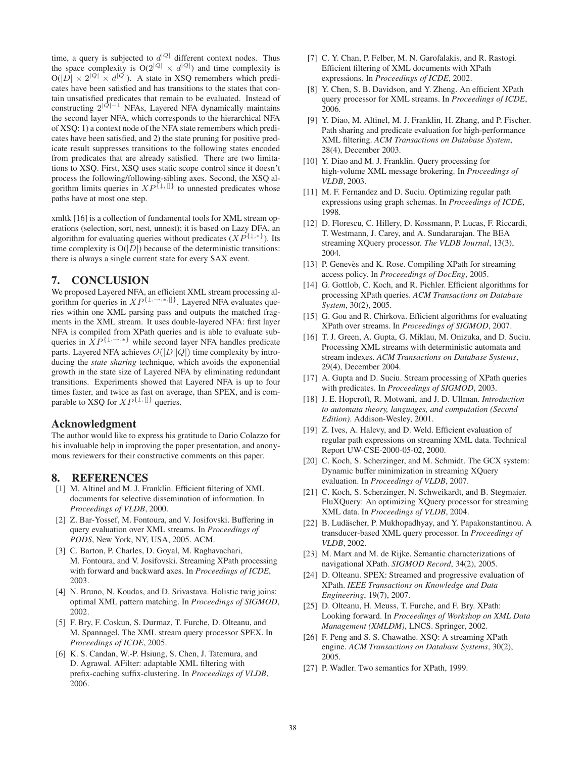time, a query is subjected to $d^{|Q|}$ different context nodes. Thus the space complexity is $O(2^{|Q|} \times d^{|Q|})$ and time complexity is $O(|D| \times 2^{|Q|} \times d^{|Q|})$. A state in XSQ remembers which predicates have been satisfied and has transitions to the states that contain unsatisfied predicates that remain to be evaluated. Instead of constructing $2^{|Q|-1}$ NFAs, Layered NFA dynamically maintains the second layer NFA, which corresponds to the hierarchical NFA of XSQ: 1) a context node of the NFA state remembers which predicates have been satisfied, and 2) the state pruning for positive predicate result suppresses transitions to the following states encoded from predicates that are already satisfied. There are two limitations to XSQ. First, XSQ uses static scope control since it doesn't process the following/following-sibling axes. Second, the XSQ algorithm limits queries in $XP^{\{\downarrow, []\}}$ to unnested predicates whose paths have at most one step.

xmltk [16] is a collection of fundamental tools for XML stream operations (selection, sort, nest, unnest); it is based on Lazy DFA, an algorithm for evaluating queries without predicates ($XP^{\{\downarrow,*\}}$). Its time complexity is $O(|D|)$ because of the deterministic transitions: there is always a single current state for every SAX event.

## 7. CONCLUSION

We proposed Layered NFA, an efficient XML stream processing algorithm for queries in $XP^{\{\downarrow,\rightarrow,*,[]\}}$. Layered NFA evaluates queries within one XML parsing pass and outputs the matched fragments in the XML stream. It uses double-layered NFA: first layer NFA is compiled from XPath queries and is able to evaluate subqueries in $XP^{\{\downarrow,\rightarrow,*\}}$ while second layer NFA handles predicate parts. Layered NFA achieves $O(|D||Q|)$ time complexity by introducing the *state sharing* technique, which avoids the exponential growth in the state size of Layered NFA by eliminating redundant transitions. Experiments showed that Layered NFA is up to four times faster, and twice as fast on average, than SPEX, and is comparable to XSQ for $XP^{\{\downarrow, []\}}$ queries.

## Acknowledgment

The author would like to express his gratitude to Dario Colazzo for his invaluable help in improving the paper presentation, and anonymous reviewers for their constructive comments on this paper.

## 8. REFERENCES

[1] M. Altinel and M. J. Franklin. Efficient filtering of XML documents for selective dissemination of information. In *Proceedings of VLDB*, 2000.

[2] Z. Bar-Yossef, M. Fontoura, and V. Josifovski. Buffering in query evaluation over XML streams. In *Proceedings of PODS*, New York, NY, USA, 2005. ACM.

[3] C. Barton, P. Charles, D. Goyal, M. Raghavachari, M. Fontoura, and V. Josifovski. Streaming XPath processing with forward and backward axes. In *Proceedings of ICDE*, 2003.

[4] N. Bruno, N. Koudas, and D. Srivastava. Holistic twig joins: optimal XML pattern matching. In *Proceedings of SIGMOD*, 2002.

[5] F. Bry, F. Coskun, S. Durmaz, T. Furche, D. Olteanu, and M. Spannagel. The XML stream query processor SPEX. In *Proceedings of ICDE*, 2005.

[6] K. S. Candan, W.-P. Hsiung, S. Chen, J. Tatemura, and D. Agrawal. AFilter: adaptable XML filtering with prefix-caching suffix-clustering. In *Proceedings of VLDB*, 2006.

[7] C. Y. Chan, P. Felber, M. N. Garofalakis, and R. Rastogi. Efficient filtering of XML documents with XPath expressions. In *Proceedings of ICDE*, 2002.

[8] Y. Chen, S. B. Davidson, and Y. Zheng. An efficient XPath query processor for XML streams. In *Proceedings of ICDE*, 2006.

[9] Y. Diao, M. Altinel, M. J. Franklin, H. Zhang, and P. Fischer. Path sharing and predicate evaluation for high-performance XML filtering. *ACM Transactions on Database System*, 28(4), December 2003.

[10] Y. Diao and M. J. Franklin. Query processing for high-volume XML message brokering. In *Proceedings of VLDB*, 2003.

[11] M. F. Fernandez and D. Suciu. Optimizing regular path expressions using graph schemas. In *Proceedings of ICDE*, 1998.

[12] D. Florescu, C. Hillery, D. Kossmann, P. Lucas, F. Riccardi, T. Westmann, J. Carey, and A. Sundararajan. The BEA streaming XQuery processor. *The VLDB Journal*, 13(3), 2004.

[13] P. Genevès and K. Rose. Compiling XPath for streaming access policy. In *Proceeedings of DocEng*, 2005.

[14] G. Gottlob, C. Koch, and R. Pichler. Efficient algorithms for processing XPath queries. *ACM Transactions on Database System*, 30(2), 2005.

[15] G. Gou and R. Chirkova. Efficient algorithms for evaluating XPath over streams. In *Proceedings of SIGMOD*, 2007.

[16] T. J. Green, A. Gupta, G. Miklau, M. Onizuka, and D. Suciu. Processing XML streams with deterministic automata and stream indexes. *ACM Transactions on Database Systems*, 29(4), December 2004.

[17] A. Gupta and D. Suciu. Stream processing of XPath queries with predicates. In *Proceedings of SIGMOD*, 2003.

[18] J. E. Hopcroft, R. Motwani, and J. D. Ullman. *Introduction to automata theory, languages, and computation (Second Edition)*. Addison-Wesley, 2001.

[19] Z. Ives, A. Halevy, and D. Weld. Efficient evaluation of regular path expressions on streaming XML data. Technical Report UW-CSE-2000-05-02, 2000.

[20] C. Koch, S. Scherzinger, and M. Schmidt. The GCX system: Dynamic buffer minimization in streaming XQuery evaluation. In *Proceedings of VLDB*, 2007.

[21] C. Koch, S. Scherzinger, N. Schweikardt, and B. Stegmaier. FluXQuery: An optimizing XQuery processor for streaming XML data. In *Proceedings of VLDB*, 2004.

[22] B. Ludäscher, P. Mukhopadhyay, and Y. Papakonstantinou. A transducer-based XML query processor. In *Proceedings of VLDB*, 2002.

[23] M. Marx and M. de Rijke. Semantic characterizations of navigational XPath. *SIGMOD Record*, 34(2), 2005.

[24] D. Olteanu. SPEX: Streamed and progressive evaluation of XPath. *IEEE Transactions on Knowledge and Data Engineering*, 19(7), 2007.

[25] D. Olteanu, H. Meuss, T. Furche, and F. Bry. XPath: Looking forward. In *Proceedings of Workshop on XML Data Management (XMLDM)*, LNCS. Springer, 2002.

[26] F. Peng and S. S. Chawathe. XSQ: A streaming XPath engine. *ACM Transactions on Database Systems*, 30(2), 2005.

[27] P. Wadler. Two semantics for XPath, 1999.